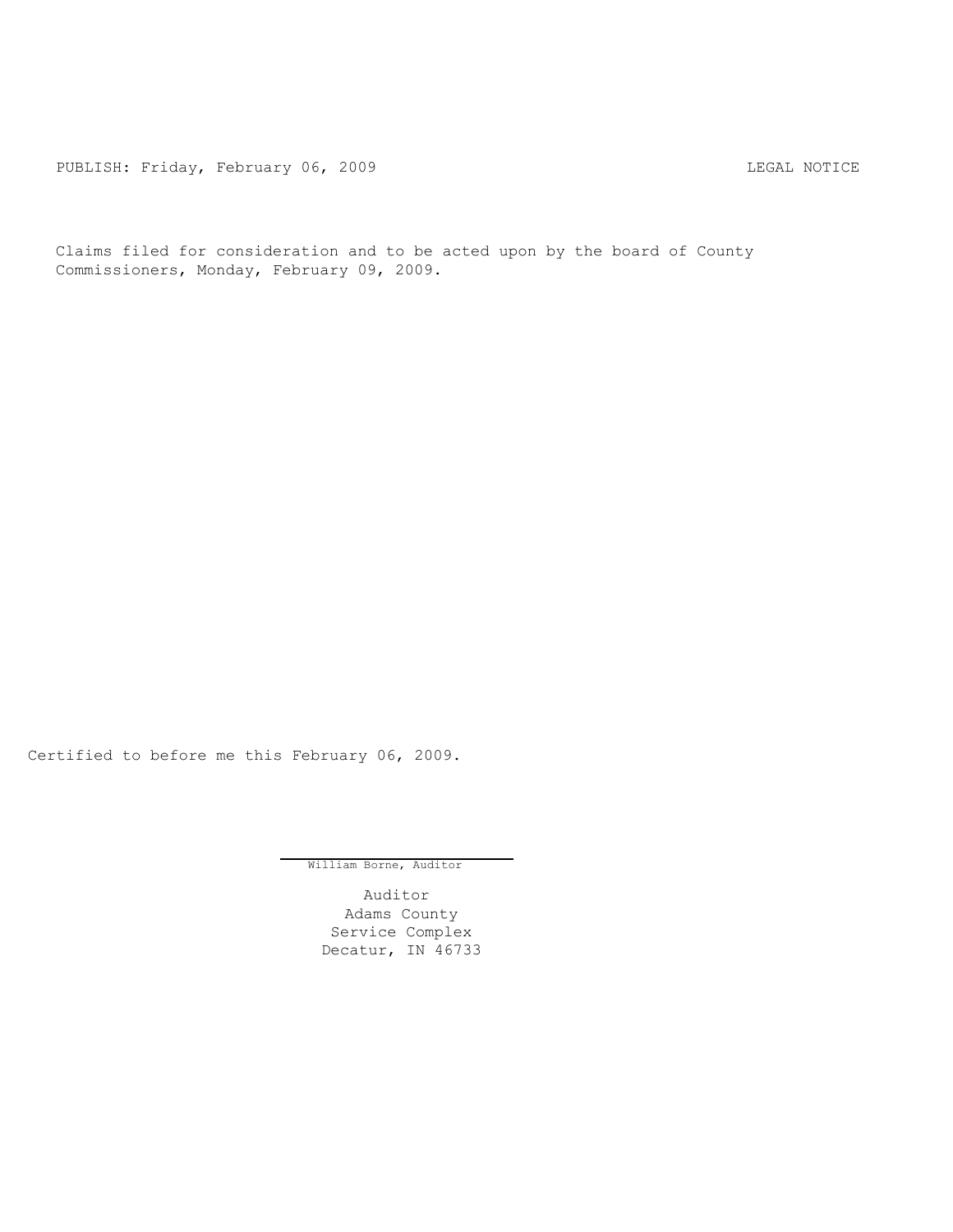PUBLISH: Friday, February 06, 2009 LEGAL NOTICE

Claims filed for consideration and to be acted upon by the board of County Commissioners, Monday, February 09, 2009.

Certified to before me this February 06, 2009.

William Borne, Auditor

Auditor
Adams County
Service Complex
Decatur, IN 46733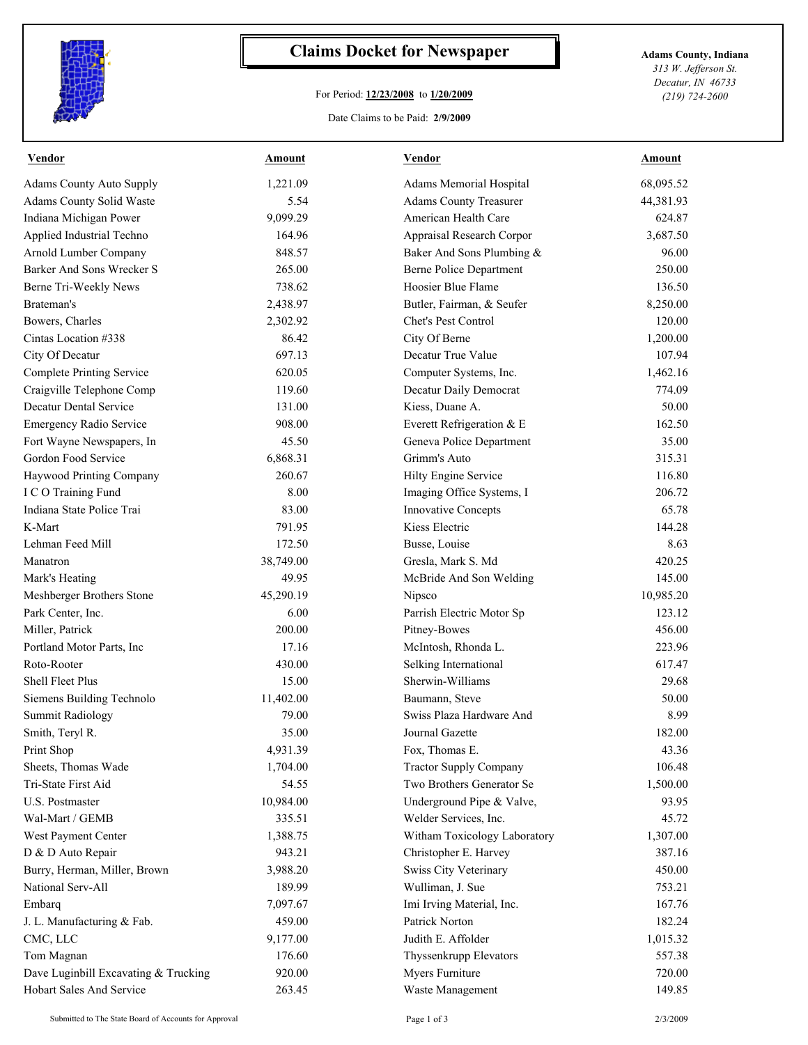# Claims Docket for Newspaper

For Period: **12/23/2008** to **1/20/2009**

Date Claims to be Paid: **2/9/2009**

**Adams County, Indiana**
*313 W. Jefferson St.*
*Decatur, IN 46733*
*(219) 724-2600*

| Vendor | Amount | Vendor | Amount |
|---|---|---|---|
| Adams County Auto Supply | 1,221.09 | Adams Memorial Hospital | 68,095.52 |
| Adams County Solid Waste | 5.54 | Adams County Treasurer | 44,381.93 |
| Indiana Michigan Power | 9,099.29 | American Health Care | 624.87 |
| Applied Industrial Techno | 164.96 | Appraisal Research Corpor | 3,687.50 |
| Arnold Lumber Company | 848.57 | Baker And Sons Plumbing & | 96.00 |
| Barker And Sons Wrecker S | 265.00 | Berne Police Department | 250.00 |
| Berne Tri-Weekly News | 738.62 | Hoosier Blue Flame | 136.50 |
| Brateman's | 2,438.97 | Butler, Fairman, & Seufer | 8,250.00 |
| Bowers, Charles | 2,302.92 | Chet's Pest Control | 120.00 |
| Cintas Location #338 | 86.42 | City Of Berne | 1,200.00 |
| City Of Decatur | 697.13 | Decatur True Value | 107.94 |
| Complete Printing Service | 620.05 | Computer Systems, Inc. | 1,462.16 |
| Craigville Telephone Comp | 119.60 | Decatur Daily Democrat | 774.09 |
| Decatur Dental Service | 131.00 | Kiess, Duane A. | 50.00 |
| Emergency Radio Service | 908.00 | Everett Refrigeration & E | 162.50 |
| Fort Wayne Newspapers, In | 45.50 | Geneva Police Department | 35.00 |
| Gordon Food Service | 6,868.31 | Grimm's Auto | 315.31 |
| Haywood Printing Company | 260.67 | Hilty Engine Service | 116.80 |
| I C O Training Fund | 8.00 | Imaging Office Systems, I | 206.72 |
| Indiana State Police Trai | 83.00 | Innovative Concepts | 65.78 |
| K-Mart | 791.95 | Kiess Electric | 144.28 |
| Lehman Feed Mill | 172.50 | Busse, Louise | 8.63 |
| Manatron | 38,749.00 | Gresla, Mark S. Md | 420.25 |
| Mark's Heating | 49.95 | McBride And Son Welding | 145.00 |
| Meshberger Brothers Stone | 45,290.19 | Nipsco | 10,985.20 |
| Park Center, Inc. | 6.00 | Parrish Electric Motor Sp | 123.12 |
| Miller, Patrick | 200.00 | Pitney-Bowes | 456.00 |
| Portland Motor Parts, Inc | 17.16 | McIntosh, Rhonda L. | 223.96 |
| Roto-Rooter | 430.00 | Selking International | 617.47 |
| Shell Fleet Plus | 15.00 | Sherwin-Williams | 29.68 |
| Siemens Building Technolo | 11,402.00 | Baumann, Steve | 50.00 |
| Summit Radiology | 79.00 | Swiss Plaza Hardware And | 8.99 |
| Smith, Teryl R. | 35.00 | Journal Gazette | 182.00 |
| Print Shop | 4,931.39 | Fox, Thomas E. | 43.36 |
| Sheets, Thomas Wade | 1,704.00 | Tractor Supply Company | 106.48 |
| Tri-State First Aid | 54.55 | Two Brothers Generator Se | 1,500.00 |
| U.S. Postmaster | 10,984.00 | Underground Pipe & Valve, | 93.95 |
| Wal-Mart / GEMB | 335.51 | Welder Services, Inc. | 45.72 |
| West Payment Center | 1,388.75 | Witham Toxicology Laboratory | 1,307.00 |
| D & D Auto Repair | 943.21 | Christopher E. Harvey | 387.16 |
| Burry, Herman, Miller, Brown | 3,988.20 | Swiss City Veterinary | 450.00 |
| National Serv-All | 189.99 | Wulliman, J. Sue | 753.21 |
| Embarq | 7,097.67 | Imi Irving Material, Inc. | 167.76 |
| J. L. Manufacturing & Fab. | 459.00 | Patrick Norton | 182.24 |
| CMC, LLC | 9,177.00 | Judith E. Affolder | 1,015.32 |
| Tom Magnan | 176.60 | Thyssenkrupp Elevators | 557.38 |
| Dave Luginbill Excavating & Trucking | 920.00 | Myers Furniture | 720.00 |
| Hobart Sales And Service | 263.45 | Waste Management | 149.85 |

Submitted to The State Board of Accounts for Approval — 2/3/2009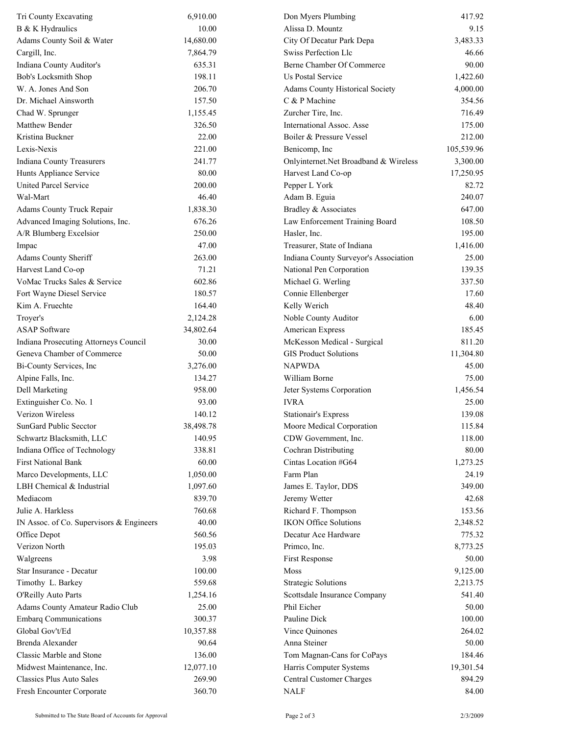| | | | |
|---|---:|---|---:|
| Tri County Excavating | 6,910.00 | Don Myers Plumbing | 417.92 |
| B & K Hydraulics | 10.00 | Alissa D. Mountz | 9.15 |
| Adams County Soil & Water | 14,680.00 | City Of Decatur Park Depa | 3,483.33 |
| Cargill, Inc. | 7,864.79 | Swiss Perfection Llc | 46.66 |
| Indiana County Auditor's | 635.31 | Berne Chamber Of Commerce | 90.00 |
| Bob's Locksmith Shop | 198.11 | Us Postal Service | 1,422.60 |
| W. A. Jones And Son | 206.70 | Adams County Historical Society | 4,000.00 |
| Dr. Michael Ainsworth | 157.50 | C & P Machine | 354.56 |
| Chad W. Sprunger | 1,155.45 | Zurcher Tire, Inc. | 716.49 |
| Matthew Bender | 326.50 | International Assoc. Asse | 175.00 |
| Kristina Buckner | 22.00 | Boiler & Pressure Vessel | 212.00 |
| Lexis-Nexis | 221.00 | Benicomp, Inc | 105,539.96 |
| Indiana County Treasurers | 241.77 | Onlyinternet.Net Broadband & Wireless | 3,300.00 |
| Hunts Appliance Service | 80.00 | Harvest Land Co-op | 17,250.95 |
| United Parcel Service | 200.00 | Pepper L York | 82.72 |
| Wal-Mart | 46.40 | Adam B. Eguia | 240.07 |
| Adams County Truck Repair | 1,838.30 | Bradley & Associates | 647.00 |
| Advanced Imaging Solutions, Inc. | 676.26 | Law Enforcement Training Board | 108.50 |
| A/R Blumberg Excelsior | 250.00 | Hasler, Inc. | 195.00 |
| Impac | 47.00 | Treasurer, State of Indiana | 1,416.00 |
| Adams County Sheriff | 263.00 | Indiana County Surveyor's Association | 25.00 |
| Harvest Land Co-op | 71.21 | National Pen Corporation | 139.35 |
| VoMac Trucks Sales & Service | 602.86 | Michael G. Werling | 337.50 |
| Fort Wayne Diesel Service | 180.57 | Connie Ellenberger | 17.60 |
| Kim A. Fruechte | 164.40 | Kelly Werich | 48.40 |
| Troyer's | 2,124.28 | Noble County Auditor | 6.00 |
| ASAP Software | 34,802.64 | American Express | 185.45 |
| Indiana Prosecuting Attorneys Council | 30.00 | McKesson Medical - Surgical | 811.20 |
| Geneva Chamber of Commerce | 50.00 | GIS Product Solutions | 11,304.80 |
| Bi-County Services, Inc | 3,276.00 | NAPWDA | 45.00 |
| Alpine Falls, Inc. | 134.27 | William Borne | 75.00 |
| Dell Marketing | 958.00 | Jeter Systems Corporation | 1,456.54 |
| Extinguisher Co. No. 1 | 93.00 | IVRA | 25.00 |
| Verizon Wireless | 140.12 | Stationair's Express | 139.08 |
| SunGard Public Secctor | 38,498.78 | Moore Medical Corporation | 115.84 |
| Schwartz Blacksmith, LLC | 140.95 | CDW Government, Inc. | 118.00 |
| Indiana Office of Technology | 338.81 | Cochran Distributing | 80.00 |
| First National Bank | 60.00 | Cintas Location #G64 | 1,273.25 |
| Marco Developments, LLC | 1,050.00 | Farm Plan | 24.19 |
| LBH Chemical & Industrial | 1,097.60 | James E. Taylor, DDS | 349.00 |
| Mediacom | 839.70 | Jeremy Wetter | 42.68 |
| Julie A. Harkless | 760.68 | Richard F. Thompson | 153.56 |
| IN Assoc. of Co. Supervisors & Engineers | 40.00 | IKON Office Solutions | 2,348.52 |
| Office Depot | 560.56 | Decatur Ace Hardware | 775.32 |
| Verizon North | 195.03 | Primco, Inc. | 8,773.25 |
| Walgreens | 3.98 | First Response | 50.00 |
| Star Insurance - Decatur | 100.00 | Moss | 9,125.00 |
| Timothy L. Barkey | 559.68 | Strategic Solutions | 2,213.75 |
| O'Reilly Auto Parts | 1,254.16 | Scottsdale Insurance Company | 541.40 |
| Adams County Amateur Radio Club | 25.00 | Phil Eicher | 50.00 |
| Embarq Communications | 300.37 | Pauline Dick | 100.00 |
| Global Gov't/Ed | 10,357.88 | Vince Quinones | 264.02 |
| Brenda Alexander | 90.64 | Anna Steiner | 50.00 |
| Classic Marble and Stone | 136.00 | Tom Magnan-Cans for CoPays | 184.46 |
| Midwest Maintenance, Inc. | 12,077.10 | Harris Computer Systems | 19,301.54 |
| Classics Plus Auto Sales | 269.90 | Central Customer Charges | 894.29 |
| Fresh Encounter Corporate | 360.70 | NALF | 84.00 |

Submitted to The State Board of Accounts for Approval 2/3/2009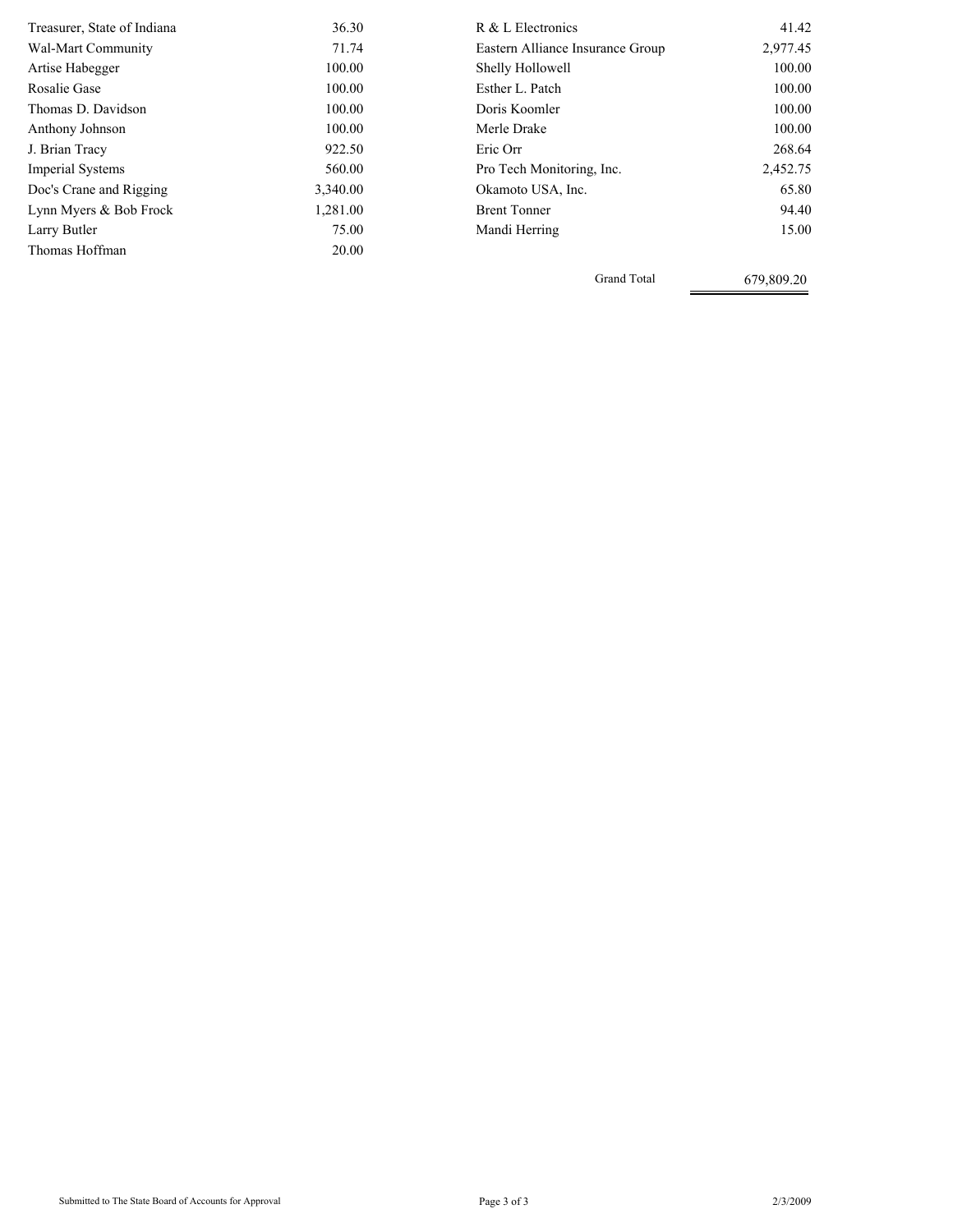| | | | |
|---|---|---|---|
| Treasurer, State of Indiana | 36.30 | R & L Electronics | 41.42 |
| Wal-Mart Community | 71.74 | Eastern Alliance Insurance Group | 2,977.45 |
| Artise Habegger | 100.00 | Shelly Hollowell | 100.00 |
| Rosalie Gase | 100.00 | Esther L. Patch | 100.00 |
| Thomas D. Davidson | 100.00 | Doris Koomler | 100.00 |
| Anthony Johnson | 100.00 | Merle Drake | 100.00 |
| J. Brian Tracy | 922.50 | Eric Orr | 268.64 |
| Imperial Systems | 560.00 | Pro Tech Monitoring, Inc. | 2,452.75 |
| Doc's Crane and Rigging | 3,340.00 | Okamoto USA, Inc. | 65.80 |
| Lynn Myers & Bob Frock | 1,281.00 | Brent Tonner | 94.40 |
| Larry Butler | 75.00 | Mandi Herring | 15.00 |
| Thomas Hoffman | 20.00 | | |
| | | Grand Total | 679,809.20 |

Submitted to The State Board of Accounts for Approval

2/3/2009